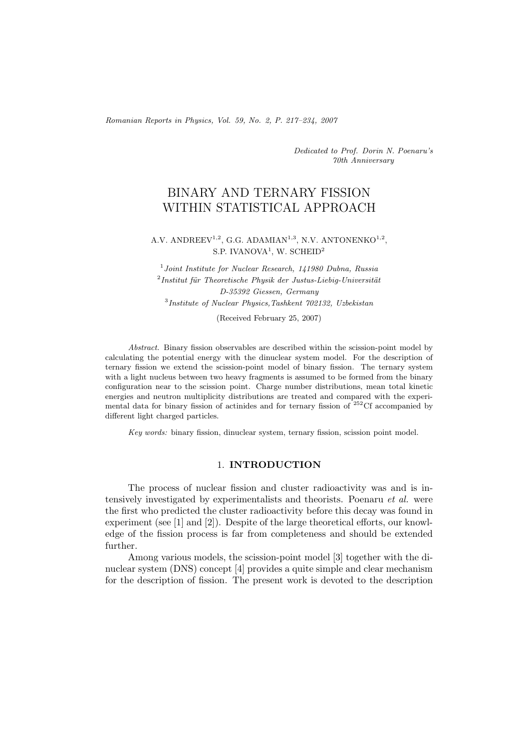*Dedicated to Prof. Dorin N. Poenaru's 70th Anniversary*

# BINARY AND TERNARY FISSION WITHIN STATISTICAL APPROACH

A.V. ANDREEV[1,2], G.G. ADAMIAN[1,3], N.V. ANTONENKO[1,2], S.P. IVANOVA[1], W. SCHEID[2]

[1] *Joint Institute for Nuclear Research, 141980 Dubna, Russia*
[2] *Institut für Theoretische Physik der Justus-Liebig-Universität D-35392 Giessen, Germany*
[3] *Institute of Nuclear Physics, Tashkent 702132, Uzbekistan*

(Received February 25, 2007)

*Abstract.* Binary fission observables are described within the scission-point model by calculating the potential energy with the dinuclear system model. For the description of ternary fission we extend the scission-point model of binary fission. The ternary system with a light nucleus between two heavy fragments is assumed to be formed from the binary configuration near to the scission point. Charge number distributions, mean total kinetic energies and neutron multiplicity distributions are treated and compared with the experimental data for binary fission of actinides and for ternary fission of $^{252}$Cf accompanied by different light charged particles.

*Key words:* binary fission, dinuclear system, ternary fission, scission point model.

## 1. INTRODUCTION

The process of nuclear fission and cluster radioactivity was and is intensively investigated by experimentalists and theorists. Poenaru *et al.* were the first who predicted the cluster radioactivity before this decay was found in experiment (see [1] and [2]). Despite of the large theoretical efforts, our knowledge of the fission process is far from completeness and should be extended further.

Among various models, the scission-point model [3] together with the dinuclear system (DNS) concept [4] provides a quite simple and clear mechanism for the description of fission. The present work is devoted to the description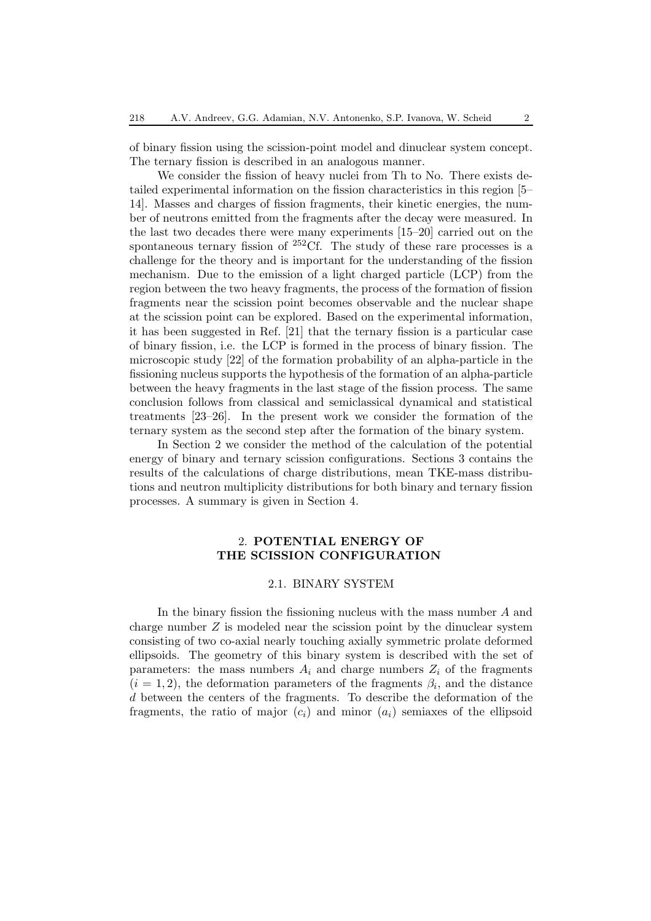of binary fission using the scission-point model and dinuclear system concept. The ternary fission is described in an analogous manner.

We consider the fission of heavy nuclei from Th to No. There exists detailed experimental information on the fission characteristics in this region [5–14]. Masses and charges of fission fragments, their kinetic energies, the number of neutrons emitted from the fragments after the decay were measured. In the last two decades there were many experiments [15–20] carried out on the spontaneous ternary fission of $^{252}$Cf. The study of these rare processes is a challenge for the theory and is important for the understanding of the fission mechanism. Due to the emission of a light charged particle (LCP) from the region between the two heavy fragments, the process of the formation of fission fragments near the scission point becomes observable and the nuclear shape at the scission point can be explored. Based on the experimental information, it has been suggested in Ref. [21] that the ternary fission is a particular case of binary fission, i.e. the LCP is formed in the process of binary fission. The microscopic study [22] of the formation probability of an alpha-particle in the fissioning nucleus supports the hypothesis of the formation of an alpha-particle between the heavy fragments in the last stage of the fission process. The same conclusion follows from classical and semiclassical dynamical and statistical treatments [23–26]. In the present work we consider the formation of the ternary system as the second step after the formation of the binary system.

In Section 2 we consider the method of the calculation of the potential energy of binary and ternary scission configurations. Sections 3 contains the results of the calculations of charge distributions, mean TKE-mass distributions and neutron multiplicity distributions for both binary and ternary fission processes. A summary is given in Section 4.

## 2. POTENTIAL ENERGY OF THE SCISSION CONFIGURATION

### 2.1. BINARY SYSTEM

In the binary fission the fissioning nucleus with the mass number $A$ and charge number $Z$ is modeled near the scission point by the dinuclear system consisting of two co-axial nearly touching axially symmetric prolate deformed ellipsoids. The geometry of this binary system is described with the set of parameters: the mass numbers $A_i$ and charge numbers $Z_i$ of the fragments $(i = 1, 2)$, the deformation parameters of the fragments $\beta_i$, and the distance $d$ between the centers of the fragments. To describe the deformation of the fragments, the ratio of major $(c_i)$ and minor $(a_i)$ semiaxes of the ellipsoid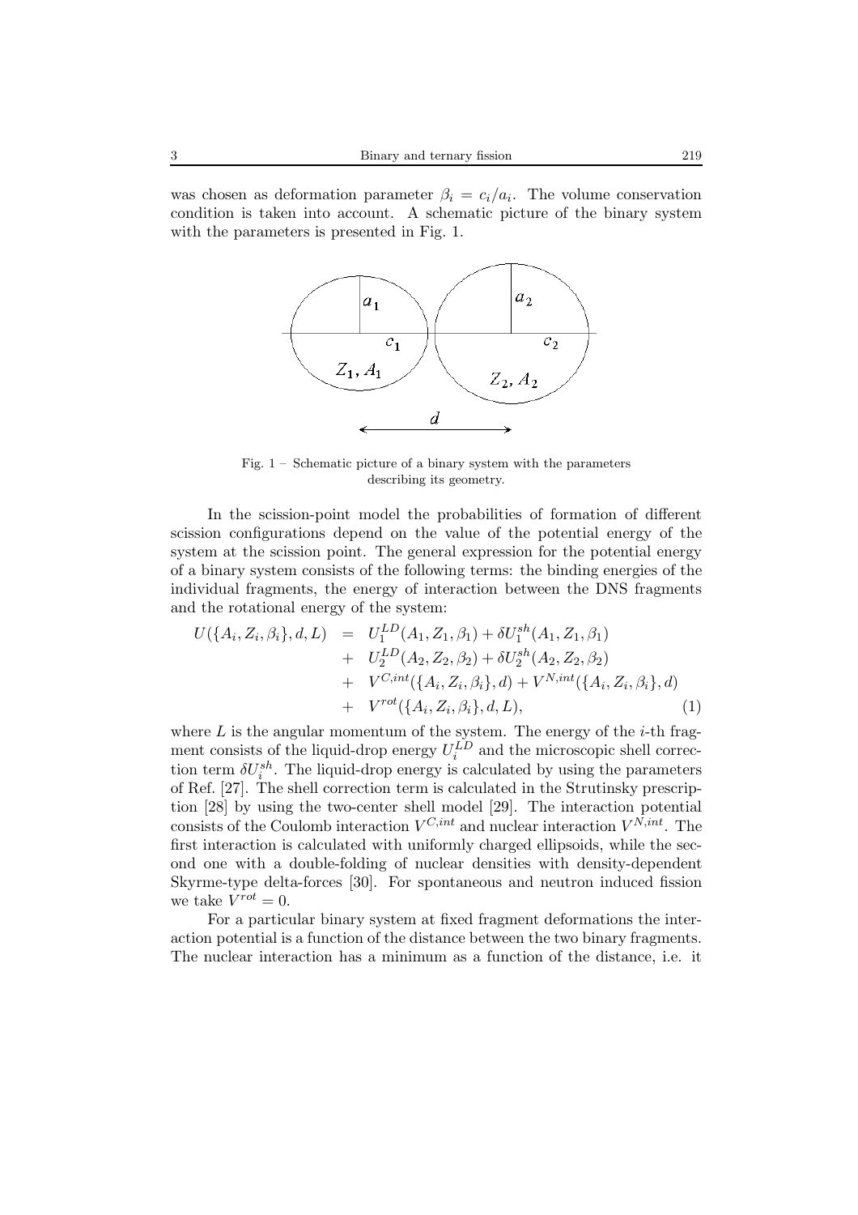was chosen as deformation parameter $\beta_i = c_i/a_i$. The volume conservation condition is taken into account. A schematic picture of the binary system with the parameters is presented in Fig. 1.

Fig. 1 – Schematic picture of a binary system with the parameters describing its geometry.

In the scission-point model the probabilities of formation of different scission configurations depend on the value of the potential energy of the system at the scission point. The general expression for the potential energy of a binary system consists of the following terms: the binding energies of the individual fragments, the energy of interaction between the DNS fragments and the rotational energy of the system:

$$
\begin{aligned}
U(\{A_i, Z_i, \beta_i\}, d, L) &= U_1^{LD}(A_1, Z_1, \beta_1) + \delta U_1^{sh}(A_1, Z_1, \beta_1) \\
&+ U_2^{LD}(A_2, Z_2, \beta_2) + \delta U_2^{sh}(A_2, Z_2, \beta_2) \\
&+ V^{C,int}(\{A_i, Z_i, \beta_i\}, d) + V^{N,int}(\{A_i, Z_i, \beta_i\}, d) \\
&+ V^{rot}(\{A_i, Z_i, \beta_i\}, d, L), \qquad (1)
\end{aligned}
$$

where $L$ is the angular momentum of the system. The energy of the $i$-th fragment consists of the liquid-drop energy $U_i^{LD}$ and the microscopic shell correction term $\delta U_i^{sh}$. The liquid-drop energy is calculated by using the parameters of Ref. [27]. The shell correction term is calculated in the Strutinsky prescription [28] by using the two-center shell model [29]. The interaction potential consists of the Coulomb interaction $V^{C,int}$ and nuclear interaction $V^{N,int}$. The first interaction is calculated with uniformly charged ellipsoids, while the second one with a double-folding of nuclear densities with density-dependent Skyrme-type delta-forces [30]. For spontaneous and neutron induced fission we take $V^{rot} = 0$.

For a particular binary system at fixed fragment deformations the interaction potential is a function of the distance between the two binary fragments. The nuclear interaction has a minimum as a function of the distance, i.e. it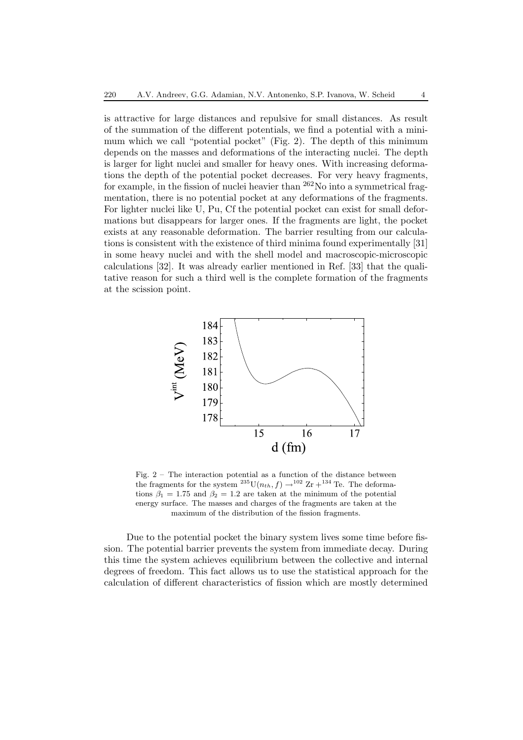is attractive for large distances and repulsive for small distances. As result of the summation of the different potentials, we find a potential with a minimum which we call "potential pocket" (Fig. 2). The depth of this minimum depends on the masses and deformations of the interacting nuclei. The depth is larger for light nuclei and smaller for heavy ones. With increasing deformations the depth of the potential pocket decreases. For very heavy fragments, for example, in the fission of nuclei heavier than $^{262}$No into a symmetrical fragmentation, there is no potential pocket at any deformations of the fragments. For lighter nuclei like U, Pu, Cf the potential pocket can exist for small deformations but disappears for larger ones. If the fragments are light, the pocket exists at any reasonable deformation. The barrier resulting from our calculations is consistent with the existence of third minima found experimentally [31] in some heavy nuclei and with the shell model and macroscopic-microscopic calculations [32]. It was already earlier mentioned in Ref. [33] that the qualitative reason for such a third well is the complete formation of the fragments at the scission point.

Fig. 2 – The interaction potential as a function of the distance between the fragments for the system $^{235}\mathrm{U}(n_{th}, f) \rightarrow ^{102}\mathrm{Zr} + ^{134}\mathrm{Te}$. The deformations $\beta_1 = 1.75$ and $\beta_2 = 1.2$ are taken at the minimum of the potential energy surface. The masses and charges of the fragments are taken at the maximum of the distribution of the fission fragments.

Due to the potential pocket the binary system lives some time before fission. The potential barrier prevents the system from immediate decay. During this time the system achieves equilibrium between the collective and internal degrees of freedom. This fact allows us to use the statistical approach for the calculation of different characteristics of fission which are mostly determined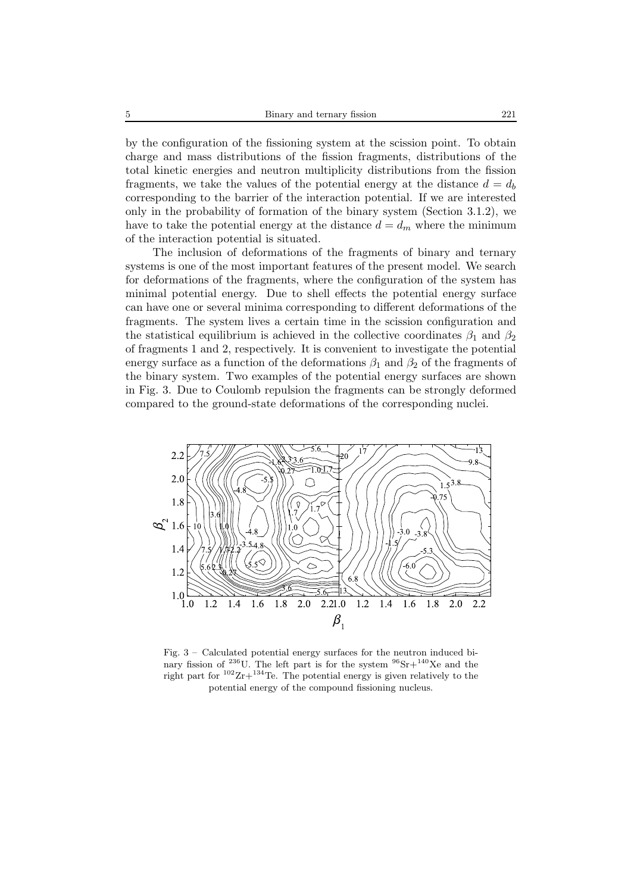by the configuration of the fissioning system at the scission point. To obtain charge and mass distributions of the fission fragments, distributions of the total kinetic energies and neutron multiplicity distributions from the fission fragments, we take the values of the potential energy at the distance $d = d_b$ corresponding to the barrier of the interaction potential. If we are interested only in the probability of formation of the binary system (Section 3.1.2), we have to take the potential energy at the distance $d = d_m$ where the minimum of the interaction potential is situated.

The inclusion of deformations of the fragments of binary and ternary systems is one of the most important features of the present model. We search for deformations of the fragments, where the configuration of the system has minimal potential energy. Due to shell effects the potential energy surface can have one or several minima corresponding to different deformations of the fragments. The system lives a certain time in the scission configuration and the statistical equilibrium is achieved in the collective coordinates $\beta_1$ and $\beta_2$ of fragments 1 and 2, respectively. It is convenient to investigate the potential energy surface as a function of the deformations $\beta_1$ and $\beta_2$ of the fragments of the binary system. Two examples of the potential energy surfaces are shown in Fig. 3. Due to Coulomb repulsion the fragments can be strongly deformed compared to the ground-state deformations of the corresponding nuclei.

Fig. 3 – Calculated potential energy surfaces for the neutron induced binary fission of $^{236}$U. The left part is for the system $^{96}$Sr+$^{140}$Xe and the right part for $^{102}$Zr+$^{134}$Te. The potential energy is given relatively to the potential energy of the compound fissioning nucleus.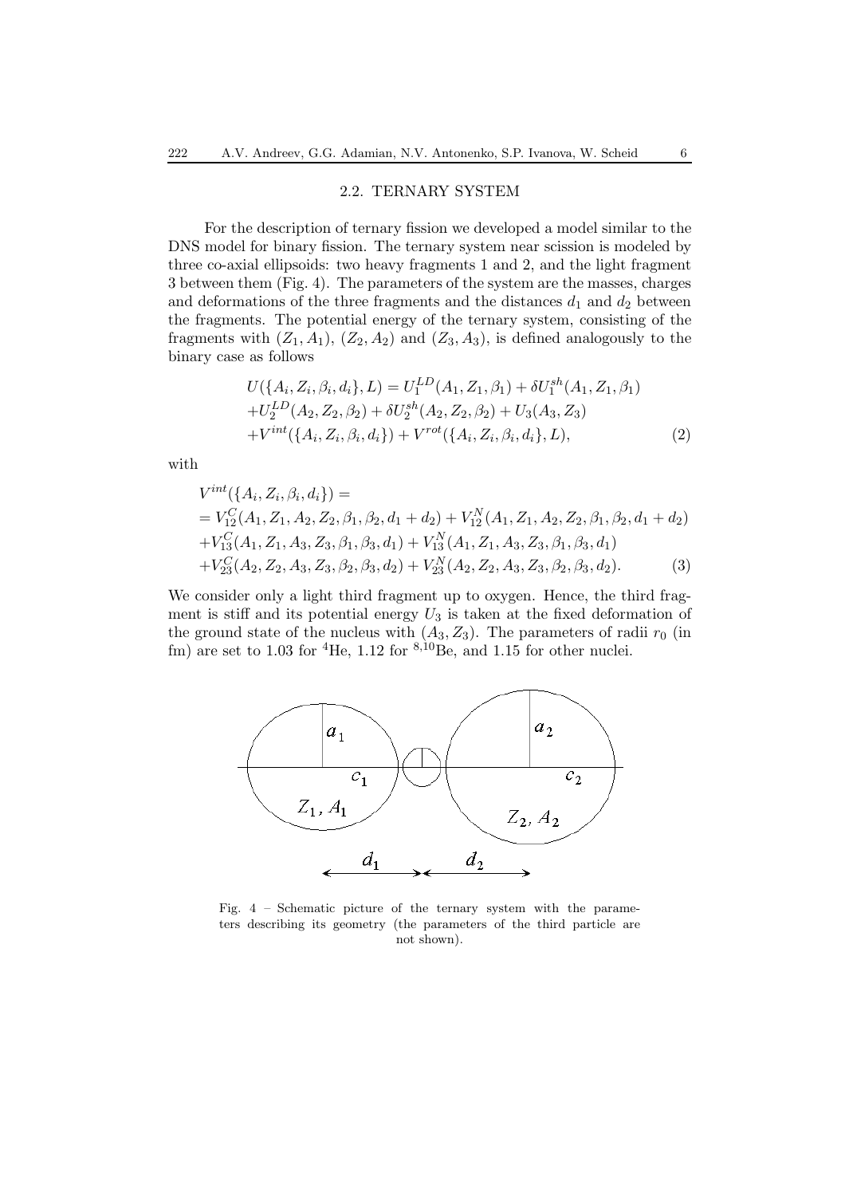### 2.2. TERNARY SYSTEM

For the description of ternary fission we developed a model similar to the DNS model for binary fission. The ternary system near scission is modeled by three co-axial ellipsoids: two heavy fragments 1 and 2, and the light fragment 3 between them (Fig. 4). The parameters of the system are the masses, charges and deformations of the three fragments and the distances $d_1$ and $d_2$ between the fragments. The potential energy of the ternary system, consisting of the fragments with $(Z_1, A_1)$, $(Z_2, A_2)$ and $(Z_3, A_3)$, is defined analogously to the binary case as follows

$$
\begin{aligned}
&U(\{A_i, Z_i, \beta_i, d_i\}, L) = U_1^{LD}(A_1, Z_1, \beta_1) + \delta U_1^{sh}(A_1, Z_1, \beta_1) \\
&+U_2^{LD}(A_2, Z_2, \beta_2) + \delta U_2^{sh}(A_2, Z_2, \beta_2) + U_3(A_3, Z_3) \\
&+V^{int}(\{A_i, Z_i, \beta_i, d_i\}) + V^{rot}(\{A_i, Z_i, \beta_i, d_i\}, L),
\end{aligned}
\tag{2}
$$

with

$$
\begin{aligned}
&V^{int}(\{A_i, Z_i, \beta_i, d_i\}) = \\
&= V_{12}^{C}(A_1, Z_1, A_2, Z_2, \beta_1, \beta_2, d_1 + d_2) + V_{12}^{N}(A_1, Z_1, A_2, Z_2, \beta_1, \beta_2, d_1 + d_2) \\
&+V_{13}^{C}(A_1, Z_1, A_3, Z_3, \beta_1, \beta_3, d_1) + V_{13}^{N}(A_1, Z_1, A_3, Z_3, \beta_1, \beta_3, d_1) \\
&+V_{23}^{C}(A_2, Z_2, A_3, Z_3, \beta_2, \beta_3, d_2) + V_{23}^{N}(A_2, Z_2, A_3, Z_3, \beta_2, \beta_3, d_2).
\end{aligned}
\tag{3}
$$

We consider only a light third fragment up to oxygen. Hence, the third fragment is stiff and its potential energy $U_3$ is taken at the fixed deformation of the ground state of the nucleus with $(A_3, Z_3)$. The parameters of radii $r_0$ (in fm) are set to 1.03 for $^4$He, 1.12 for $^{8,10}$Be, and 1.15 for other nuclei.

Fig. 4 – Schematic picture of the ternary system with the parameters describing its geometry (the parameters of the third particle are not shown).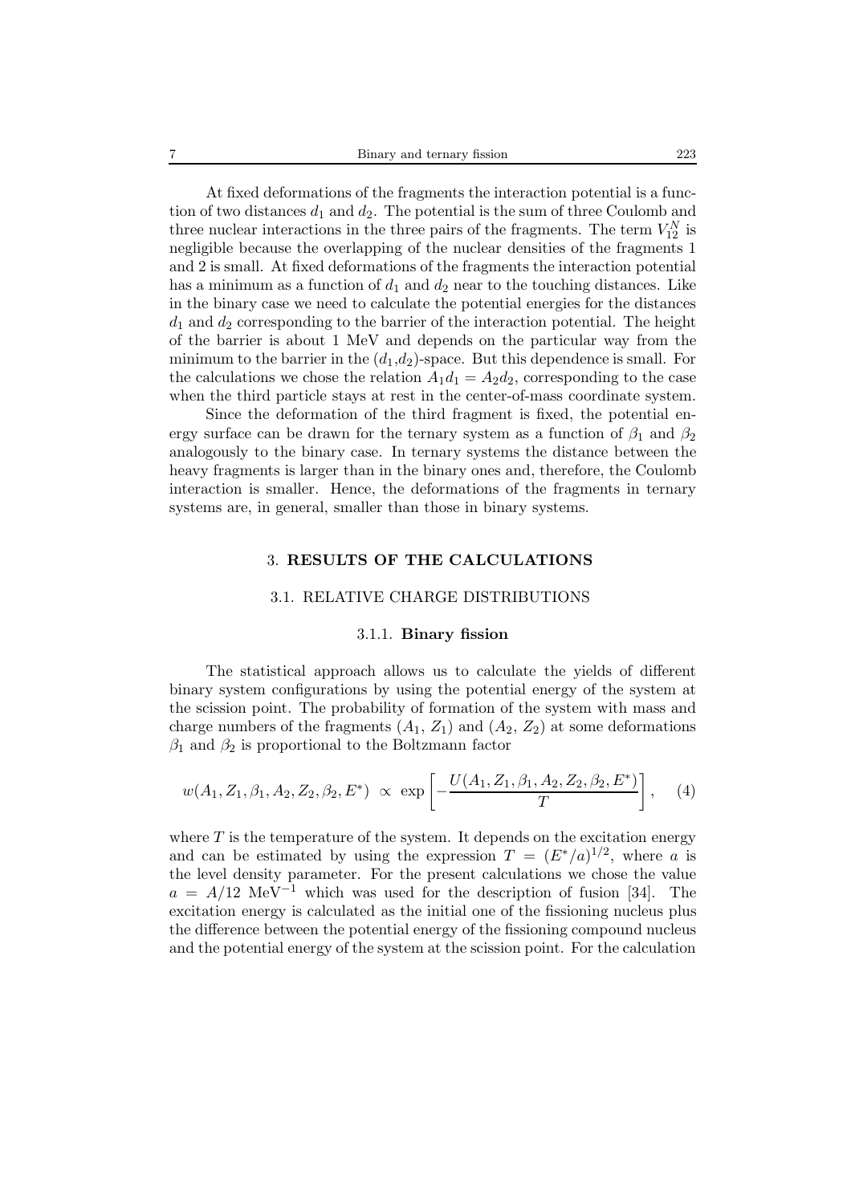At fixed deformations of the fragments the interaction potential is a function of two distances $d_1$ and $d_2$. The potential is the sum of three Coulomb and three nuclear interactions in the three pairs of the fragments. The term $V_{12}^N$ is negligible because the overlapping of the nuclear densities of the fragments 1 and 2 is small. At fixed deformations of the fragments the interaction potential has a minimum as a function of $d_1$ and $d_2$ near to the touching distances. Like in the binary case we need to calculate the potential energies for the distances $d_1$ and $d_2$ corresponding to the barrier of the interaction potential. The height of the barrier is about 1 MeV and depends on the particular way from the minimum to the barrier in the $(d_1,d_2)$-space. But this dependence is small. For the calculations we chose the relation $A_1 d_1 = A_2 d_2$, corresponding to the case when the third particle stays at rest in the center-of-mass coordinate system.

Since the deformation of the third fragment is fixed, the potential energy surface can be drawn for the ternary system as a function of $\beta_1$ and $\beta_2$ analogously to the binary case. In ternary systems the distance between the heavy fragments is larger than in the binary ones and, therefore, the Coulomb interaction is smaller. Hence, the deformations of the fragments in ternary systems are, in general, smaller than those in binary systems.

## 3. RESULTS OF THE CALCULATIONS

### 3.1. RELATIVE CHARGE DISTRIBUTIONS

#### 3.1.1. Binary fission

The statistical approach allows us to calculate the yields of different binary system configurations by using the potential energy of the system at the scission point. The probability of formation of the system with mass and charge numbers of the fragments ($A_1$, $Z_1$) and ($A_2$, $Z_2$) at some deformations $\beta_1$ and $\beta_2$ is proportional to the Boltzmann factor

$$w(A_1, Z_1, \beta_1, A_2, Z_2, \beta_2, E^*) \;\propto\; \exp\left[-\frac{U(A_1, Z_1, \beta_1, A_2, Z_2, \beta_2, E^*)}{T}\right], \quad (4)$$

where $T$ is the temperature of the system. It depends on the excitation energy and can be estimated by using the expression $T = (E^*/a)^{1/2}$, where $a$ is the level density parameter. For the present calculations we chose the value $a = A/12$ MeV$^{-1}$ which was used for the description of fusion [34]. The excitation energy is calculated as the initial one of the fissioning nucleus plus the difference between the potential energy of the fissioning compound nucleus and the potential energy of the system at the scission point. For the calculation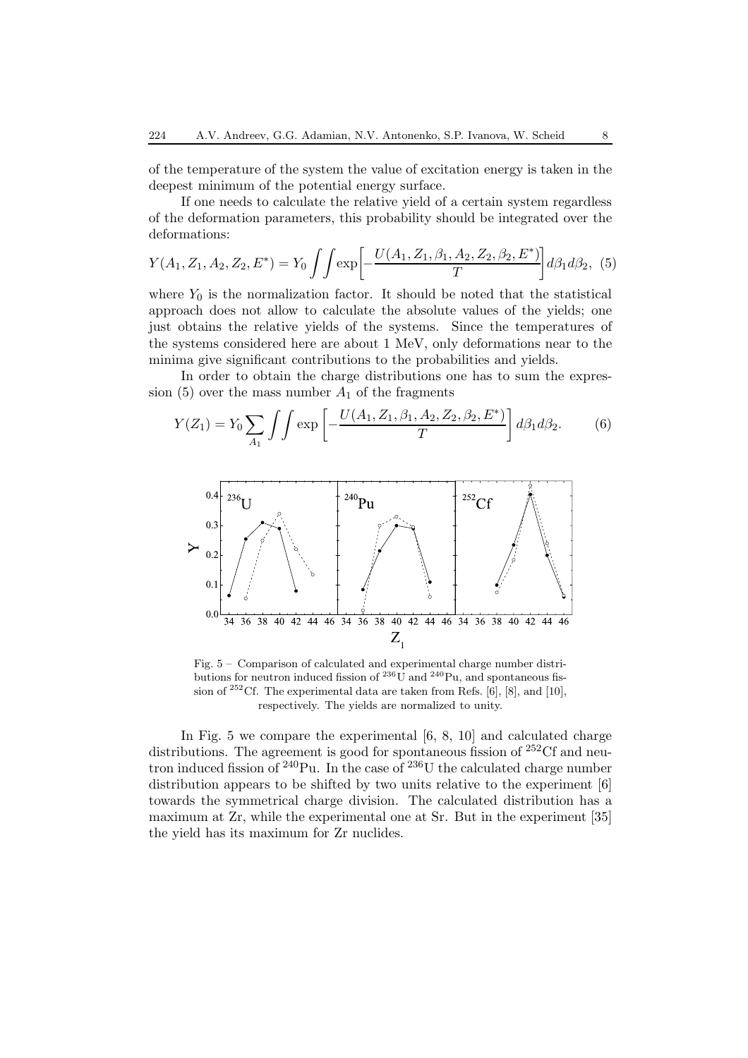of the temperature of the system the value of excitation energy is taken in the deepest minimum of the potential energy surface.

If one needs to calculate the relative yield of a certain system regardless of the deformation parameters, this probability should be integrated over the deformations:

$$Y(A_1, Z_1, A_2, Z_2, E^*) = Y_0 \int\int \exp\left[-\frac{U(A_1, Z_1, \beta_1, A_2, Z_2, \beta_2, E^*)}{T}\right] d\beta_1 d\beta_2, \quad (5)$$

where $Y_0$ is the normalization factor. It should be noted that the statistical approach does not allow to calculate the absolute values of the yields; one just obtains the relative yields of the systems. Since the temperatures of the systems considered here are about 1 MeV, only deformations near to the minima give significant contributions to the probabilities and yields.

In order to obtain the charge distributions one has to sum the expression (5) over the mass number $A_1$ of the fragments

$$Y(Z_1) = Y_0 \sum_{A_1} \int\int \exp\left[-\frac{U(A_1, Z_1, \beta_1, A_2, Z_2, \beta_2, E^*)}{T}\right] d\beta_1 d\beta_2. \quad (6)$$

Fig. 5 – Comparison of calculated and experimental charge number distributions for neutron induced fission of $^{236}$U and $^{240}$Pu, and spontaneous fission of $^{252}$Cf. The experimental data are taken from Refs. [6], [8], and [10], respectively. The yields are normalized to unity.

In Fig. 5 we compare the experimental [6, 8, 10] and calculated charge distributions. The agreement is good for spontaneous fission of $^{252}$Cf and neutron induced fission of $^{240}$Pu. In the case of $^{236}$U the calculated charge number distribution appears to be shifted by two units relative to the experiment [6] towards the symmetrical charge division. The calculated distribution has a maximum at Zr, while the experimental one at Sr. But in the experiment [35] the yield has its maximum for Zr nuclides.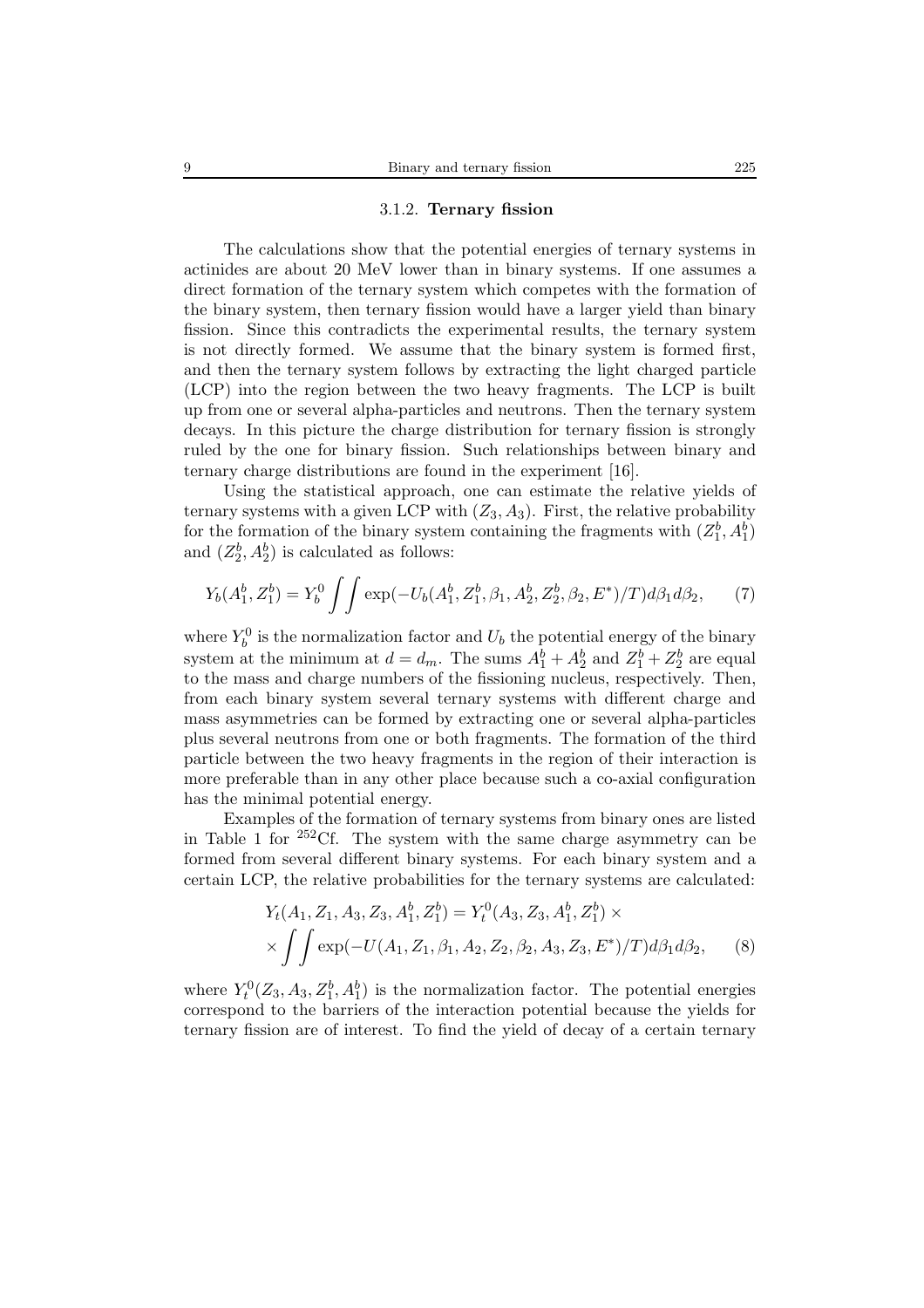#### 3.1.2. **Ternary fission**

The calculations show that the potential energies of ternary systems in actinides are about 20 MeV lower than in binary systems. If one assumes a direct formation of the ternary system which competes with the formation of the binary system, then ternary fission would have a larger yield than binary fission. Since this contradicts the experimental results, the ternary system is not directly formed. We assume that the binary system is formed first, and then the ternary system follows by extracting the light charged particle (LCP) into the region between the two heavy fragments. The LCP is built up from one or several alpha-particles and neutrons. Then the ternary system decays. In this picture the charge distribution for ternary fission is strongly ruled by the one for binary fission. Such relationships between binary and ternary charge distributions are found in the experiment [16].

Using the statistical approach, one can estimate the relative yields of ternary systems with a given LCP with $(Z_3, A_3)$. First, the relative probability for the formation of the binary system containing the fragments with $(Z_1^b, A_1^b)$ and $(Z_2^b, A_2^b)$ is calculated as follows:

$$Y_b(A_1^b, Z_1^b) = Y_b^0 \int\int \exp(-U_b(A_1^b, Z_1^b, \beta_1, A_2^b, Z_2^b, \beta_2, E^*)/T) d\beta_1 d\beta_2, \qquad (7)$$

where $Y_b^0$ is the normalization factor and $U_b$ the potential energy of the binary system at the minimum at $d = d_m$. The sums $A_1^b + A_2^b$ and $Z_1^b + Z_2^b$ are equal to the mass and charge numbers of the fissioning nucleus, respectively. Then, from each binary system several ternary systems with different charge and mass asymmetries can be formed by extracting one or several alpha-particles plus several neutrons from one or both fragments. The formation of the third particle between the two heavy fragments in the region of their interaction is more preferable than in any other place because such a co-axial configuration has the minimal potential energy.

Examples of the formation of ternary systems from binary ones are listed in Table 1 for $^{252}$Cf. The system with the same charge asymmetry can be formed from several different binary systems. For each binary system and a certain LCP, the relative probabilities for the ternary systems are calculated:

$$Y_t(A_1, Z_1, A_3, Z_3, A_1^b, Z_1^b) = Y_t^0(A_3, Z_3, A_1^b, Z_1^b) \times \\ \times \int\int \exp(-U(A_1, Z_1, \beta_1, A_2, Z_2, \beta_2, A_3, Z_3, E^*)/T) d\beta_1 d\beta_2, \qquad (8)$$

where $Y_t^0(Z_3, A_3, Z_1^b, A_1^b)$ is the normalization factor. The potential energies correspond to the barriers of the interaction potential because the yields for ternary fission are of interest. To find the yield of decay of a certain ternary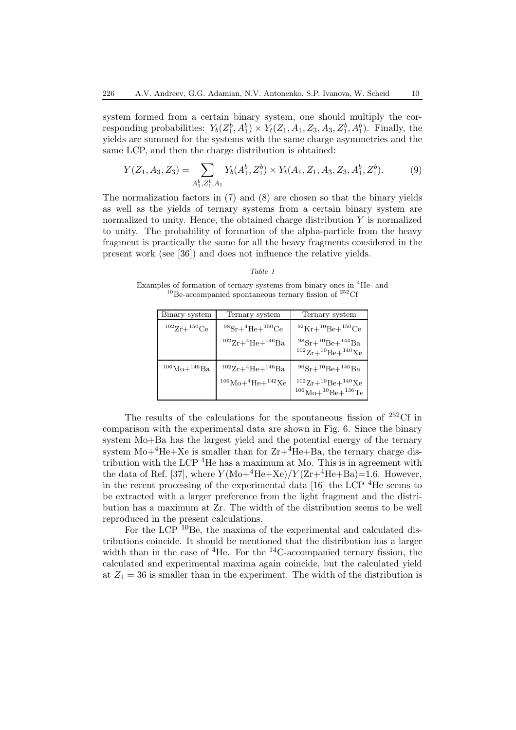system formed from a certain binary system, one should multiply the corresponding probabilities: $Y_b(Z_1^b, A_1^b) \times Y_t(Z_1, A_1, Z_3, A_3, Z_1^b, A_1^b)$. Finally, the yields are summed for the systems with the same charge asymmetries and the same LCP, and then the charge distribution is obtained:

$$Y(Z_1, A_3, Z_3) = \sum_{A_1^b, Z_1^b, A_1} Y_b(A_1^b, Z_1^b) \times Y_t(A_1, Z_1, A_3, Z_3, A_1^b, Z_1^b). \tag{9}$$

The normalization factors in (7) and (8) are chosen so that the binary yields as well as the yields of ternary systems from a certain binary system are normalized to unity. Hence, the obtained charge distribution $Y$ is normalized to unity. The probability of formation of the alpha-particle from the heavy fragment is practically the same for all the heavy fragments considered in the present work (see [36]) and does not influence the relative yields.

*Table 1*

Examples of formation of ternary systems from binary ones in $^4$He- and $^{10}$Be-accompanied spontaneous ternary fission of $^{252}$Cf

| Binary system | Ternary system | Ternary system |
|---|---|---|
| $^{102}$Zr+$^{150}$Ce | $^{98}$Sr+$^4$He+$^{150}$Ce | $^{92}$Kr+$^{10}$Be+$^{150}$Ce |
| | $^{102}$Zr+$^4$He+$^{146}$Ba | $^{98}$Sr+$^{10}$Be+$^{144}$Ba |
| | | $^{102}$Zr+$^{10}$Be+$^{140}$Xe |
| $^{106}$Mo+$^{146}$Ba | $^{102}$Zr+$^4$He+$^{146}$Ba | $^{96}$Sr+$^{10}$Be+$^{146}$Ba |
| | $^{106}$Mo+$^4$He+$^{142}$Xe | $^{102}$Zr+$^{10}$Be+$^{140}$Xe |
| | | $^{106}$Mo+$^{10}$Be+$^{136}$Te |

The results of the calculations for the spontaneous fission of $^{252}$Cf in comparison with the experimental data are shown in Fig. 6. Since the binary system Mo+Ba has the largest yield and the potential energy of the ternary system Mo+$^4$He+Xe is smaller than for Zr+$^4$He+Ba, the ternary charge distribution with the LCP $^4$He has a maximum at Mo. This is in agreement with the data of Ref. [37], where $Y$(Mo+$^4$He+Xe)/$Y$(Zr+$^4$He+Ba)=1.6. However, in the recent processing of the experimental data [16] the LCP $^4$He seems to be extracted with a larger preference from the light fragment and the distribution has a maximum at Zr. The width of the distribution seems to be well reproduced in the present calculations.

For the LCP $^{10}$Be, the maxima of the experimental and calculated distributions coincide. It should be mentioned that the distribution has a larger width than in the case of $^4$He. For the $^{14}$C-accompanied ternary fission, the calculated and experimental maxima again coincide, but the calculated yield at $Z_1 = 36$ is smaller than in the experiment. The width of the distribution is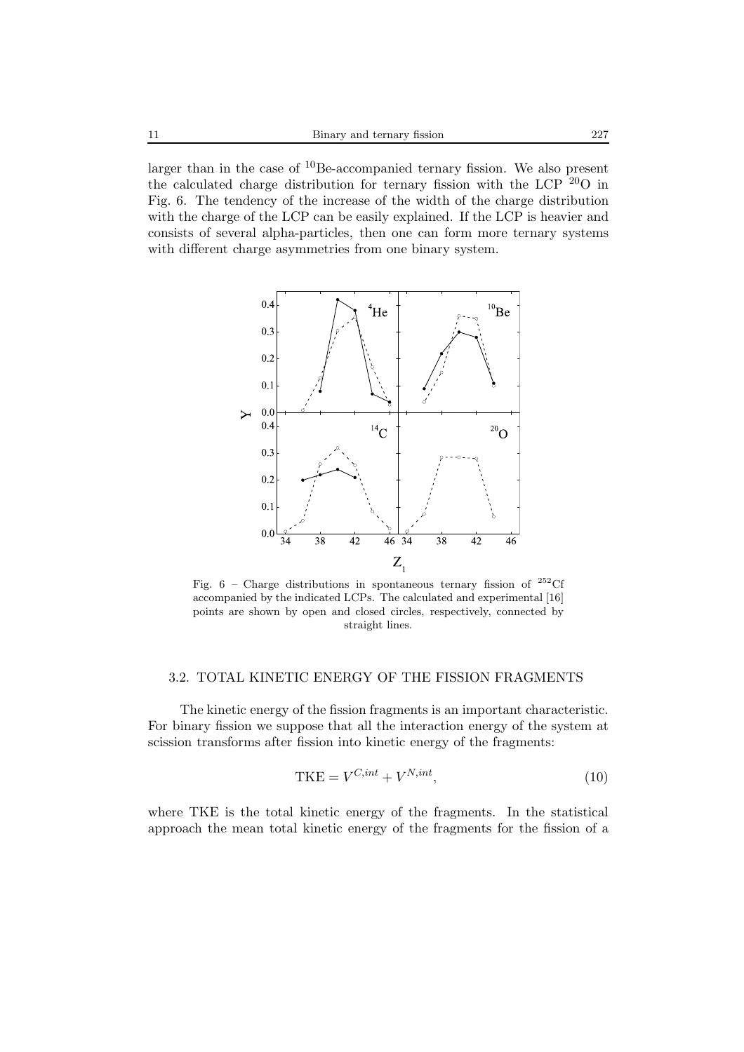larger than in the case of $^{10}$Be-accompanied ternary fission. We also present the calculated charge distribution for ternary fission with the LCP $^{20}$O in Fig. 6. The tendency of the increase of the width of the charge distribution with the charge of the LCP can be easily explained. If the LCP is heavier and consists of several alpha-particles, then one can form more ternary systems with different charge asymmetries from one binary system.

Fig. 6 – Charge distributions in spontaneous ternary fission of $^{252}$Cf accompanied by the indicated LCPs. The calculated and experimental [16] points are shown by open and closed circles, respectively, connected by straight lines.

### 3.2. TOTAL KINETIC ENERGY OF THE FISSION FRAGMENTS

The kinetic energy of the fission fragments is an important characteristic. For binary fission we suppose that all the interaction energy of the system at scission transforms after fission into kinetic energy of the fragments:

$$\mathrm{TKE} = V^{C,int} + V^{N,int}, \tag{10}$$

where TKE is the total kinetic energy of the fragments. In the statistical approach the mean total kinetic energy of the fragments for the fission of a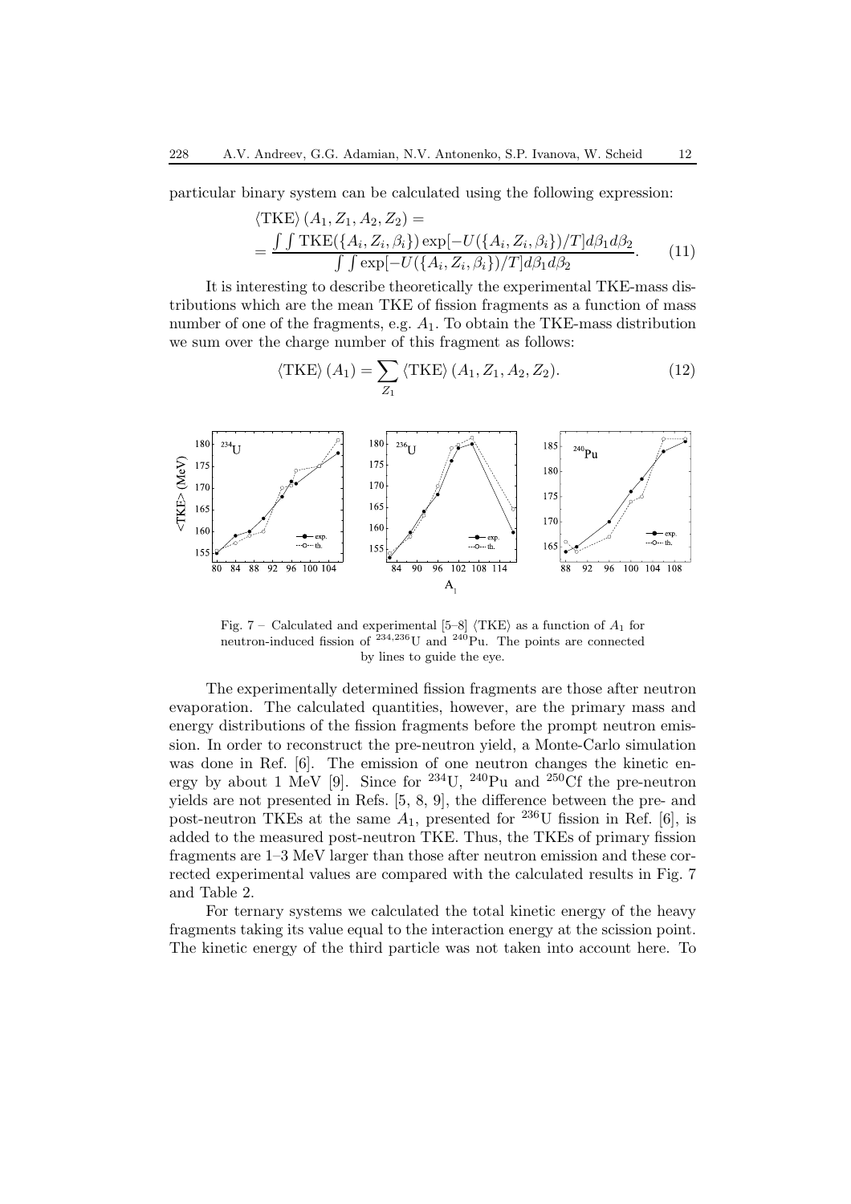particular binary system can be calculated using the following expression:

$$\langle \mathrm{TKE} \rangle (A_1, Z_1, A_2, Z_2) = \\ = \frac{\int\int \mathrm{TKE}(\{A_i, Z_i, \beta_i\}) \exp[-U(\{A_i, Z_i, \beta_i\})/T] d\beta_1 d\beta_2}{\int\int \exp[-U(\{A_i, Z_i, \beta_i\})/T] d\beta_1 d\beta_2}. \quad (11)$$

It is interesting to describe theoretically the experimental TKE-mass distributions which are the mean TKE of fission fragments as a function of mass number of one of the fragments, e.g. $A_1$. To obtain the TKE-mass distribution we sum over the charge number of this fragment as follows:

$$\langle \mathrm{TKE} \rangle (A_1) = \sum_{Z_1} \langle \mathrm{TKE} \rangle (A_1, Z_1, A_2, Z_2). \quad (12)$$

Fig. 7 – Calculated and experimental [5–8] $\langle \mathrm{TKE} \rangle$ as a function of $A_1$ for neutron-induced fission of $^{234,236}$U and $^{240}$Pu. The points are connected by lines to guide the eye.

The experimentally determined fission fragments are those after neutron evaporation. The calculated quantities, however, are the primary mass and energy distributions of the fission fragments before the prompt neutron emission. In order to reconstruct the pre-neutron yield, a Monte-Carlo simulation was done in Ref. [6]. The emission of one neutron changes the kinetic energy by about 1 MeV [9]. Since for $^{234}$U, $^{240}$Pu and $^{250}$Cf the pre-neutron yields are not presented in Refs. [5, 8, 9], the difference between the pre- and post-neutron TKEs at the same $A_1$, presented for $^{236}$U fission in Ref. [6], is added to the measured post-neutron TKE. Thus, the TKEs of primary fission fragments are 1–3 MeV larger than those after neutron emission and these corrected experimental values are compared with the calculated results in Fig. 7 and Table 2.

For ternary systems we calculated the total kinetic energy of the heavy fragments taking its value equal to the interaction energy at the scission point. The kinetic energy of the third particle was not taken into account here. To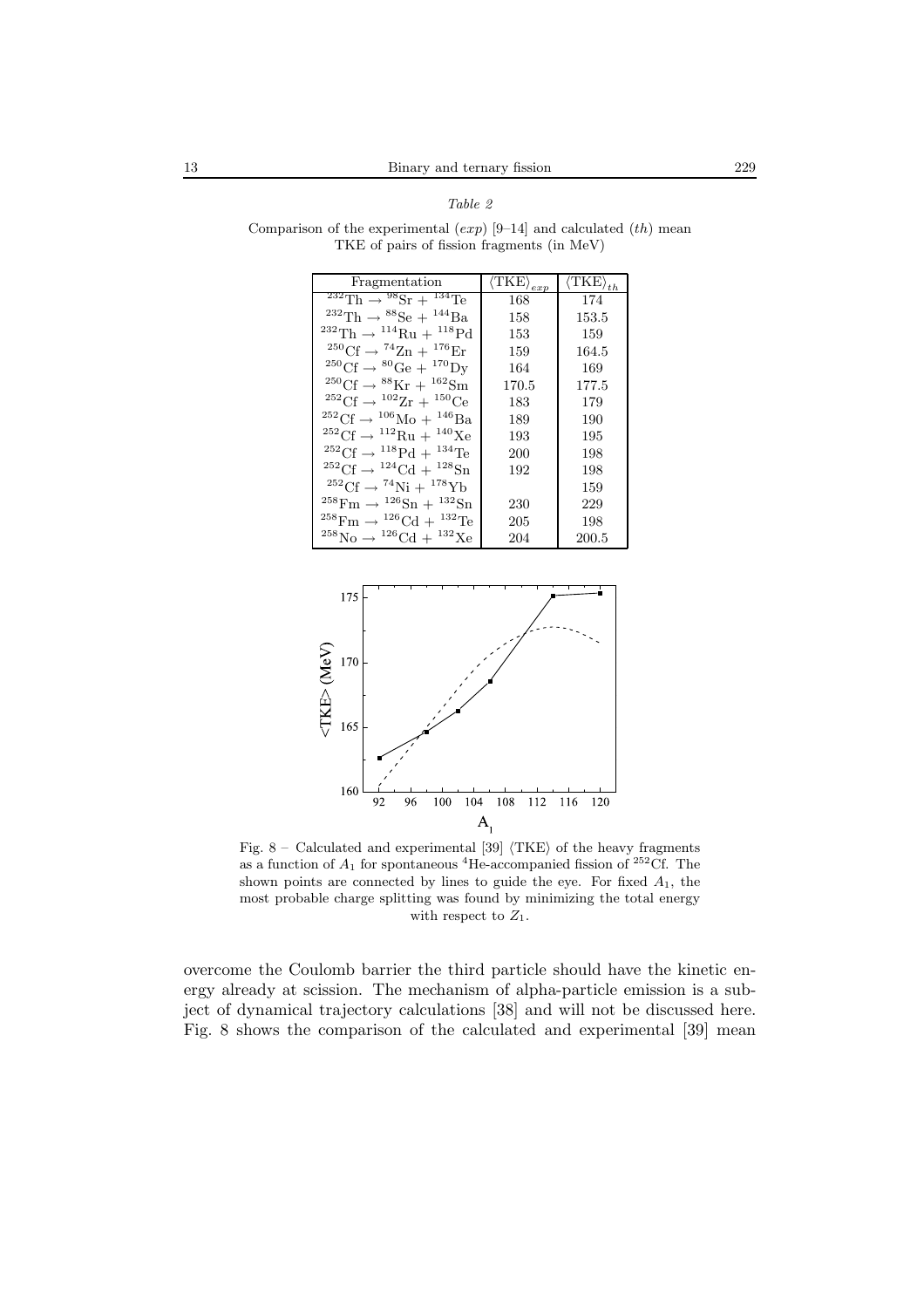*Table 2*

Comparison of the experimental (*exp*) [9–14] and calculated (*th*) mean TKE of pairs of fission fragments (in MeV)

| Fragmentation | $\langle \mathrm{TKE} \rangle_{exp}$ | $\langle \mathrm{TKE} \rangle_{th}$ |
|---|---|---|
| $^{232}\mathrm{Th} \rightarrow {}^{98}\mathrm{Sr} + {}^{134}\mathrm{Te}$ | 168 | 174 |
| $^{232}\mathrm{Th} \rightarrow {}^{88}\mathrm{Se} + {}^{144}\mathrm{Ba}$ | 158 | 153.5 |
| $^{232}\mathrm{Th} \rightarrow {}^{114}\mathrm{Ru} + {}^{118}\mathrm{Pd}$ | 153 | 159 |
| $^{250}\mathrm{Cf} \rightarrow {}^{74}\mathrm{Zn} + {}^{176}\mathrm{Er}$ | 159 | 164.5 |
| $^{250}\mathrm{Cf} \rightarrow {}^{80}\mathrm{Ge} + {}^{170}\mathrm{Dy}$ | 164 | 169 |
| $^{250}\mathrm{Cf} \rightarrow {}^{88}\mathrm{Kr} + {}^{162}\mathrm{Sm}$ | 170.5 | 177.5 |
| $^{252}\mathrm{Cf} \rightarrow {}^{102}\mathrm{Zr} + {}^{150}\mathrm{Ce}$ | 183 | 179 |
| $^{252}\mathrm{Cf} \rightarrow {}^{106}\mathrm{Mo} + {}^{146}\mathrm{Ba}$ | 189 | 190 |
| $^{252}\mathrm{Cf} \rightarrow {}^{112}\mathrm{Ru} + {}^{140}\mathrm{Xe}$ | 193 | 195 |
| $^{252}\mathrm{Cf} \rightarrow {}^{118}\mathrm{Pd} + {}^{134}\mathrm{Te}$ | 200 | 198 |
| $^{252}\mathrm{Cf} \rightarrow {}^{124}\mathrm{Cd} + {}^{128}\mathrm{Sn}$ | 192 | 198 |
| $^{252}\mathrm{Cf} \rightarrow {}^{74}\mathrm{Ni} + {}^{178}\mathrm{Yb}$ | | 159 |
| $^{258}\mathrm{Fm} \rightarrow {}^{126}\mathrm{Sn} + {}^{132}\mathrm{Sn}$ | 230 | 229 |
| $^{258}\mathrm{Fm} \rightarrow {}^{126}\mathrm{Cd} + {}^{132}\mathrm{Te}$ | 205 | 198 |
| $^{258}\mathrm{No} \rightarrow {}^{126}\mathrm{Cd} + {}^{132}\mathrm{Xe}$ | 204 | 200.5 |

Fig. 8 – Calculated and experimental [39] $\langle \mathrm{TKE} \rangle$ of the heavy fragments as a function of $A_1$ for spontaneous $^4$He-accompanied fission of $^{252}$Cf. The shown points are connected by lines to guide the eye. For fixed $A_1$, the most probable charge splitting was found by minimizing the total energy with respect to $Z_1$.

overcome the Coulomb barrier the third particle should have the kinetic energy already at scission. The mechanism of alpha-particle emission is a subject of dynamical trajectory calculations [38] and will not be discussed here. Fig. 8 shows the comparison of the calculated and experimental [39] mean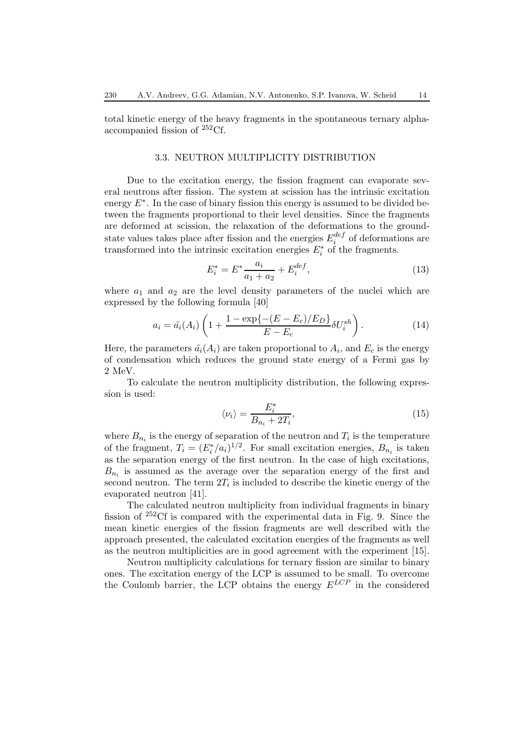total kinetic energy of the heavy fragments in the spontaneous ternary alpha-accompanied fission of $^{252}$Cf.

### 3.3. NEUTRON MULTIPLICITY DISTRIBUTION

Due to the excitation energy, the fission fragment can evaporate several neutrons after fission. The system at scission has the intrinsic excitation energy $E^*$. In the case of binary fission this energy is assumed to be divided between the fragments proportional to their level densities. Since the fragments are deformed at scission, the relaxation of the deformations to the ground-state values takes place after fission and the energies $E_i^{def}$ of deformations are transformed into the intrinsic excitation energies $E_i^*$ of the fragments.

$$E_i^* = E^* \frac{a_i}{a_1 + a_2} + E_i^{def}, \tag{13}$$

where $a_1$ and $a_2$ are the level density parameters of the nuclei which are expressed by the following formula [40]

$$a_i = \tilde{a_i}(A_i) \left( 1 + \frac{1 - \exp\{-(E - E_c)/E_D\}}{E - E_c} \delta U_i^{sh} \right). \tag{14}$$

Here, the parameters $\tilde{a_i}(A_i)$ are taken proportional to $A_i$, and $E_c$ is the energy of condensation which reduces the ground state energy of a Fermi gas by 2 MeV.

To calculate the neutron multiplicity distribution, the following expression is used:

$$\langle \nu_i \rangle = \frac{E_i^*}{B_{n_i} + 2T_i}, \tag{15}$$

where $B_{n_i}$ is the energy of separation of the neutron and $T_i$ is the temperature of the fragment, $T_i = (E_i^*/a_i)^{1/2}$. For small excitation energies, $B_{n_i}$ is taken as the separation energy of the first neutron. In the case of high excitations, $B_{n_i}$ is assumed as the average over the separation energy of the first and second neutron. The term $2T_i$ is included to describe the kinetic energy of the evaporated neutron [41].

The calculated neutron multiplicity from individual fragments in binary fission of $^{252}$Cf is compared with the experimental data in Fig. 9. Since the mean kinetic energies of the fission fragments are well described with the approach presented, the calculated excitation energies of the fragments as well as the neutron multiplicities are in good agreement with the experiment [15].

Neutron multiplicity calculations for ternary fission are similar to binary ones. The excitation energy of the LCP is assumed to be small. To overcome the Coulomb barrier, the LCP obtains the energy $E^{LCP}$ in the considered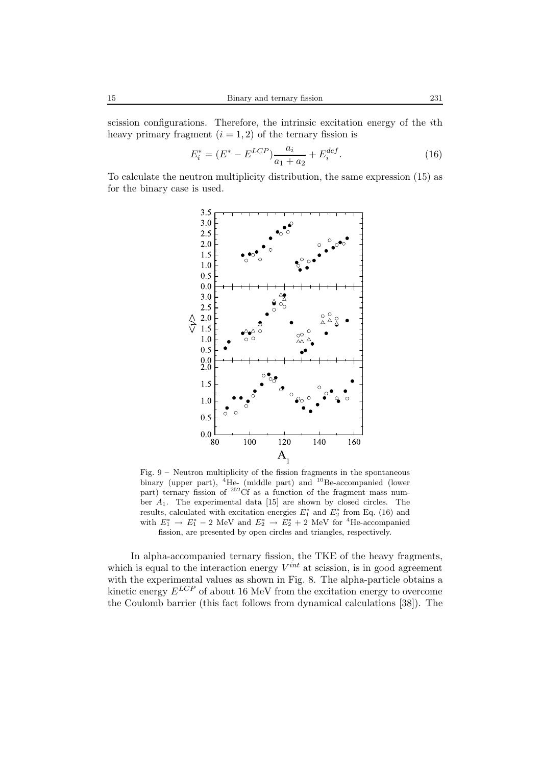scission configurations. Therefore, the intrinsic excitation energy of the $i$th heavy primary fragment ($i = 1, 2$) of the ternary fission is

$$E_i^* = (E^* - E^{LCP})\frac{a_i}{a_1 + a_2} + E_i^{def}. \quad (16)$$

To calculate the neutron multiplicity distribution, the same expression (15) as for the binary case is used.

Fig. 9 – Neutron multiplicity of the fission fragments in the spontaneous binary (upper part), $^4$He- (middle part) and $^{10}$Be-accompanied (lower part) ternary fission of $^{252}$Cf as a function of the fragment mass number $A_1$. The experimental data [15] are shown by closed circles. The results, calculated with excitation energies $E_1^*$ and $E_2^*$ from Eq. (16) and with $E_1^* \to E_1^* - 2$ MeV and $E_2^* \to E_2^* + 2$ MeV for $^4$He-accompanied fission, are presented by open circles and triangles, respectively.

In alpha-accompanied ternary fission, the TKE of the heavy fragments, which is equal to the interaction energy $V^{int}$ at scission, is in good agreement with the experimental values as shown in Fig. 8. The alpha-particle obtains a kinetic energy $E^{LCP}$ of about 16 MeV from the excitation energy to overcome the Coulomb barrier (this fact follows from dynamical calculations [38]). The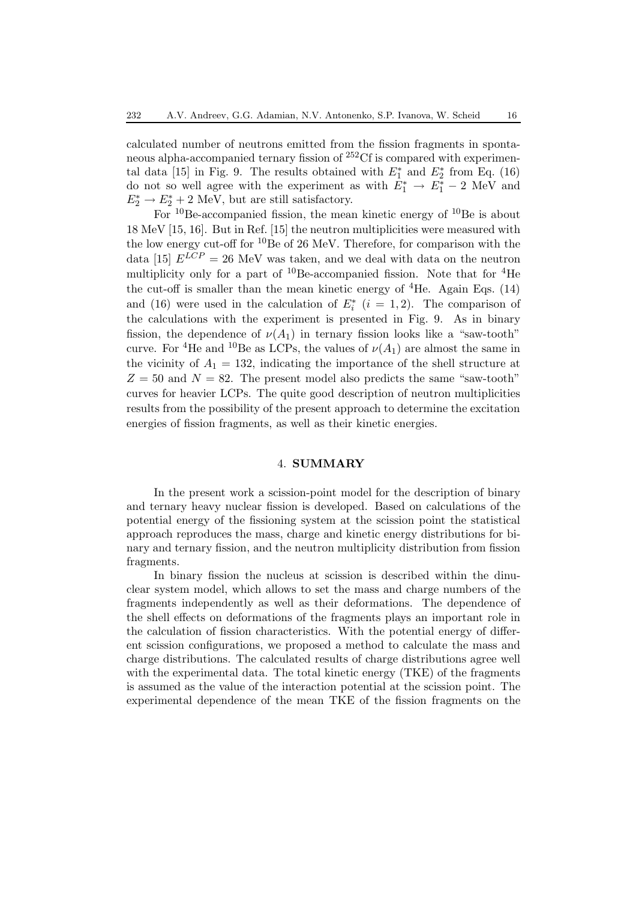calculated number of neutrons emitted from the fission fragments in spontaneous alpha-accompanied ternary fission of $^{252}$Cf is compared with experimental data [15] in Fig. 9. The results obtained with $E_1^*$ and $E_2^*$ from Eq. (16) do not so well agree with the experiment as with $E_1^* \to E_1^* - 2$ MeV and $E_2^* \to E_2^* + 2$ MeV, but are still satisfactory.

For $^{10}$Be-accompanied fission, the mean kinetic energy of $^{10}$Be is about 18 MeV [15, 16]. But in Ref. [15] the neutron multiplicities were measured with the low energy cut-off for $^{10}$Be of 26 MeV. Therefore, for comparison with the data [15] $E^{LCP} = 26$ MeV was taken, and we deal with data on the neutron multiplicity only for a part of $^{10}$Be-accompanied fission. Note that for $^4$He the cut-off is smaller than the mean kinetic energy of $^4$He. Again Eqs. (14) and (16) were used in the calculation of $E_i^*$ ($i = 1, 2$). The comparison of the calculations with the experiment is presented in Fig. 9. As in binary fission, the dependence of $\nu(A_1)$ in ternary fission looks like a "saw-tooth" curve. For $^4$He and $^{10}$Be as LCPs, the values of $\nu(A_1)$ are almost the same in the vicinity of $A_1 = 132$, indicating the importance of the shell structure at $Z = 50$ and $N = 82$. The present model also predicts the same "saw-tooth" curves for heavier LCPs. The quite good description of neutron multiplicities results from the possibility of the present approach to determine the excitation energies of fission fragments, as well as their kinetic energies.

## 4. SUMMARY

In the present work a scission-point model for the description of binary and ternary heavy nuclear fission is developed. Based on calculations of the potential energy of the fissioning system at the scission point the statistical approach reproduces the mass, charge and kinetic energy distributions for binary and ternary fission, and the neutron multiplicity distribution from fission fragments.

In binary fission the nucleus at scission is described within the dinuclear system model, which allows to set the mass and charge numbers of the fragments independently as well as their deformations. The dependence of the shell effects on deformations of the fragments plays an important role in the calculation of fission characteristics. With the potential energy of different scission configurations, we proposed a method to calculate the mass and charge distributions. The calculated results of charge distributions agree well with the experimental data. The total kinetic energy (TKE) of the fragments is assumed as the value of the interaction potential at the scission point. The experimental dependence of the mean TKE of the fission fragments on the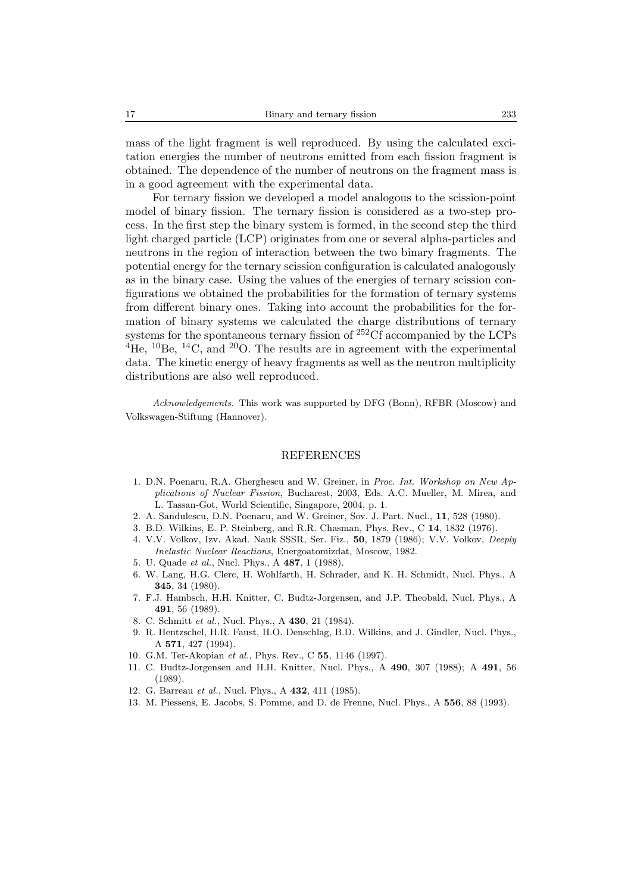mass of the light fragment is well reproduced. By using the calculated excitation energies the number of neutrons emitted from each fission fragment is obtained. The dependence of the number of neutrons on the fragment mass is in a good agreement with the experimental data.

For ternary fission we developed a model analogous to the scission-point model of binary fission. The ternary fission is considered as a two-step process. In the first step the binary system is formed, in the second step the third light charged particle (LCP) originates from one or several alpha-particles and neutrons in the region of interaction between the two binary fragments. The potential energy for the ternary scission configuration is calculated analogously as in the binary case. Using the values of the energies of ternary scission configurations we obtained the probabilities for the formation of ternary systems from different binary ones. Taking into account the probabilities for the formation of binary systems we calculated the charge distributions of ternary systems for the spontaneous ternary fission of $^{252}$Cf accompanied by the LCPs $^{4}$He, $^{10}$Be, $^{14}$C, and $^{20}$O. The results are in agreement with the experimental data. The kinetic energy of heavy fragments as well as the neutron multiplicity distributions are also well reproduced.

*Acknowledgements.* This work was supported by DFG (Bonn), RFBR (Moscow) and Volkswagen-Stiftung (Hannover).

## REFERENCES

1. D.N. Poenaru, R.A. Gherghescu and W. Greiner, in *Proc. Int. Workshop on New Applications of Nuclear Fission*, Bucharest, 2003, Eds. A.C. Mueller, M. Mirea, and L. Tassan-Got, World Scientific, Singapore, 2004, p. 1.
2. A. Sandulescu, D.N. Poenaru, and W. Greiner, Sov. J. Part. Nucl., **11**, 528 (1980).
3. B.D. Wilkins, E. P. Steinberg, and R.R. Chasman, Phys. Rev., C **14**, 1832 (1976).
4. V.V. Volkov, Izv. Akad. Nauk SSSR, Ser. Fiz., **50**, 1879 (1986); V.V. Volkov, *Deeply Inelastic Nuclear Reactions*, Energoatomizdat, Moscow, 1982.
5. U. Quade *et al.*, Nucl. Phys., A **487**, 1 (1988).
6. W. Lang, H.G. Clerc, H. Wohlfarth, H. Schrader, and K. H. Schmidt, Nucl. Phys., A **345**, 34 (1980).
7. F.J. Hambsch, H.H. Knitter, C. Budtz-Jorgensen, and J.P. Theobald, Nucl. Phys., A **491**, 56 (1989).
8. C. Schmitt *et al.*, Nucl. Phys., A **430**, 21 (1984).
9. R. Hentzschel, H.R. Faust, H.O. Denschlag, B.D. Wilkins, and J. Gindler, Nucl. Phys., A **571**, 427 (1994).
10. G.M. Ter-Akopian *et al.*, Phys. Rev., C **55**, 1146 (1997).
11. C. Budtz-Jorgensen and H.H. Knitter, Nucl. Phys., A **490**, 307 (1988); A **491**, 56 (1989).
12. G. Barreau *et al.*, Nucl. Phys., A **432**, 411 (1985).
13. M. Piessens, E. Jacobs, S. Pomme, and D. de Frenne, Nucl. Phys., A **556**, 88 (1993).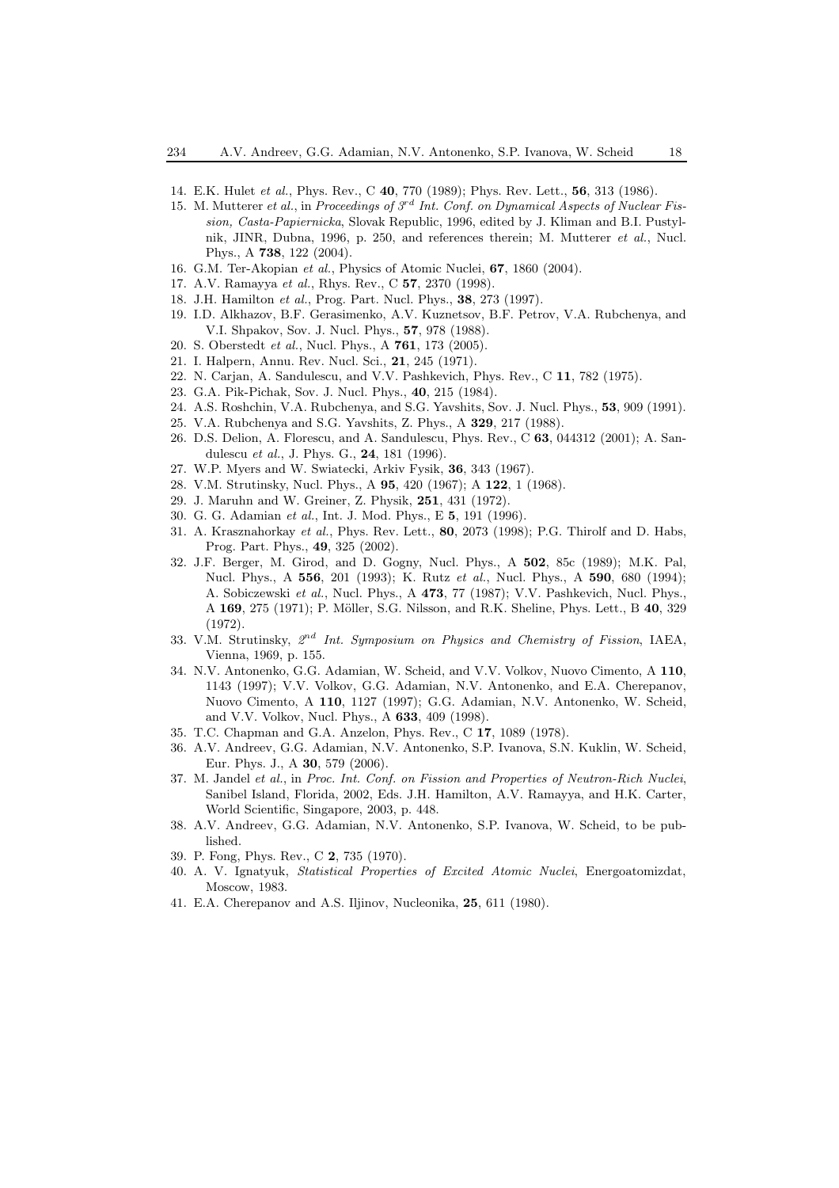14. E.K. Hulet *et al.*, Phys. Rev., C **40**, 770 (1989); Phys. Rev. Lett., **56**, 313 (1986).
15. M. Mutterer *et al.*, in *Proceedings of $3^{rd}$ Int. Conf. on Dynamical Aspects of Nuclear Fission, Casta-Papiernicka*, Slovak Republic, 1996, edited by J. Kliman and B.I. Pustylnik, JINR, Dubna, 1996, p. 250, and references therein; M. Mutterer *et al.*, Nucl. Phys., A **738**, 122 (2004).
16. G.M. Ter-Akopian *et al.*, Physics of Atomic Nuclei, **67**, 1860 (2004).
17. A.V. Ramayya *et al.*, Rhys. Rev., C **57**, 2370 (1998).
18. J.H. Hamilton *et al.*, Prog. Part. Nucl. Phys., **38**, 273 (1997).
19. I.D. Alkhazov, B.F. Gerasimenko, A.V. Kuznetsov, B.F. Petrov, V.A. Rubchenya, and V.I. Shpakov, Sov. J. Nucl. Phys., **57**, 978 (1988).
20. S. Oberstedt *et al.*, Nucl. Phys., A **761**, 173 (2005).
21. I. Halpern, Annu. Rev. Nucl. Sci., **21**, 245 (1971).
22. N. Carjan, A. Sandulescu, and V.V. Pashkevich, Phys. Rev., C **11**, 782 (1975).
23. G.A. Pik-Pichak, Sov. J. Nucl. Phys., **40**, 215 (1984).
24. A.S. Roshchin, V.A. Rubchenya, and S.G. Yavshits, Sov. J. Nucl. Phys., **53**, 909 (1991).
25. V.A. Rubchenya and S.G. Yavshits, Z. Phys., A **329**, 217 (1988).
26. D.S. Delion, A. Florescu, and A. Sandulescu, Phys. Rev., C **63**, 044312 (2001); A. Sandulescu *et al.*, J. Phys. G., **24**, 181 (1996).
27. W.P. Myers and W. Swiatecki, Arkiv Fysik, **36**, 343 (1967).
28. V.M. Strutinsky, Nucl. Phys., A **95**, 420 (1967); A **122**, 1 (1968).
29. J. Maruhn and W. Greiner, Z. Physik, **251**, 431 (1972).
30. G. G. Adamian *et al.*, Int. J. Mod. Phys., E **5**, 191 (1996).
31. A. Krasznahorkay *et al.*, Phys. Rev. Lett., **80**, 2073 (1998); P.G. Thirolf and D. Habs, Prog. Part. Phys., **49**, 325 (2002).
32. J.F. Berger, M. Girod, and D. Gogny, Nucl. Phys., A **502**, 85c (1989); M.K. Pal, Nucl. Phys., A **556**, 201 (1993); K. Rutz *et al.*, Nucl. Phys., A **590**, 680 (1994); A. Sobiczewski *et al.*, Nucl. Phys., A **473**, 77 (1987); V.V. Pashkevich, Nucl. Phys., A **169**, 275 (1971); P. Möller, S.G. Nilsson, and R.K. Sheline, Phys. Lett., B **40**, 329 (1972).
33. V.M. Strutinsky, *$2^{nd}$ Int. Symposium on Physics and Chemistry of Fission*, IAEA, Vienna, 1969, p. 155.
34. N.V. Antonenko, G.G. Adamian, W. Scheid, and V.V. Volkov, Nuovo Cimento, A **110**, 1143 (1997); V.V. Volkov, G.G. Adamian, N.V. Antonenko, and E.A. Cherepanov, Nuovo Cimento, A **110**, 1127 (1997); G.G. Adamian, N.V. Antonenko, W. Scheid, and V.V. Volkov, Nucl. Phys., A **633**, 409 (1998).
35. T.C. Chapman and G.A. Anzelon, Phys. Rev., C **17**, 1089 (1978).
36. A.V. Andreev, G.G. Adamian, N.V. Antonenko, S.P. Ivanova, S.N. Kuklin, W. Scheid, Eur. Phys. J., A **30**, 579 (2006).
37. M. Jandel *et al.*, in *Proc. Int. Conf. on Fission and Properties of Neutron-Rich Nuclei*, Sanibel Island, Florida, 2002, Eds. J.H. Hamilton, A.V. Ramayya, and H.K. Carter, World Scientific, Singapore, 2003, p. 448.
38. A.V. Andreev, G.G. Adamian, N.V. Antonenko, S.P. Ivanova, W. Scheid, to be published.
39. P. Fong, Phys. Rev., C **2**, 735 (1970).
40. A. V. Ignatyuk, *Statistical Properties of Excited Atomic Nuclei*, Energoatomizdat, Moscow, 1983.
41. E.A. Cherepanov and A.S. Iljinov, Nucleonika, **25**, 611 (1980).